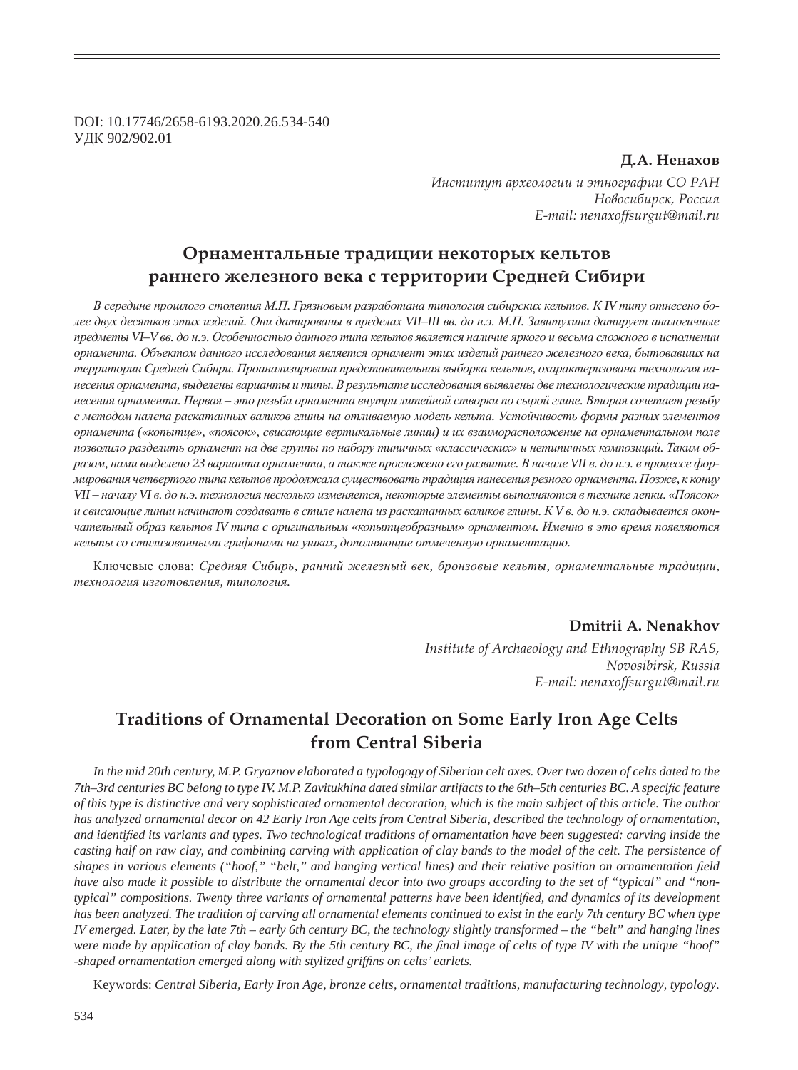DOI: 10.17746/2658-6193.2020.26.534-540
УДК 902/902.01

**Д.А. Ненахов**

*Институт археологии и этнографии СО РАН*
*Новосибирск, Россия*
*E-mail: nenaxoffsurgut@mail.ru*

# Орнаментальные традиции некоторых кельтов раннего железного века с территории Средней Сибири

*В середине прошлого столетия М.П. Грязновым разработана типология сибирских кельтов. К IV типу отнесено более двух десятков этих изделий. Они датированы в пределах VII–III вв. до н.э. М.П. Завитухина датирует аналогичные предметы VI–V вв. до н.э. Особенностью данного типа кельтов является наличие яркого и весьма сложного в исполнении орнамента. Объектом данного исследования является орнамент этих изделий раннего железного века, бытовавших на территории Средней Сибири. Проанализирована представительная выборка кельтов, охарактеризована технология нанесения орнамента, выделены варианты и типы. В результате исследования выявлены две технологические традиции нанесения орнамента. Первая – это резьба орнамента внутри литейной створки по сырой глине. Вторая сочетает резьбу с методом налепа раскатанных валиков глины на отливаемую модель кельта. Устойчивость формы разных элементов орнамента («копытце», «поясок», свисающие вертикальные линии) и их взаиморасположение на орнаментальном поле позволило разделить орнамент на две группы по набору типичных «классических» и нетипичных композиций. Таким образом, нами выделено 23 варианта орнамента, а также прослежено его развитие. В начале VII в. до н.э. в процессе формирования четвертого типа кельтов продолжала существовать традиция нанесения резного орнамента. Позже, к концу VII – началу VI в. до н.э. технология несколько изменяется, некоторые элементы выполняются в технике лепки. «Поясок» и свисающие линии начинают создавать в стиле налепа из раскатанных валиков глины. К V в. до н.э. складывается окончательный образ кельтов IV типа с оригинальным «копытцеобразным» орнаментом. Именно в это время появляются кельты со стилизованными грифонами на ушках, дополняющие отмеченную орнаментацию.*

Ключевые слова: *Средняя Сибирь, ранний железный век, бронзовые кельты, орнаментальные традиции, технология изготовления, типология.*

**Dmitrii A. Nenakhov**

*Institute of Archaeology and Ethnography SB RAS,*
*Novosibirsk, Russia*
*E-mail: nenaxoffsurgut@mail.ru*

# Traditions of Ornamental Decoration on Some Early Iron Age Celts from Central Siberia

*In the mid 20th century, M.P. Gryaznov elaborated a typologogy of Siberian celt axes. Over two dozen of celts dated to the 7th–3rd centuries BC belong to type IV. M.P. Zavitukhina dated similar artifacts to the 6th–5th centuries BC. A specific feature of this type is distinctive and very sophisticated ornamental decoration, which is the main subject of this article. The author has analyzed ornamental decor on 42 Early Iron Age celts from Central Siberia, described the technology of ornamentation, and identified its variants and types. Two technological traditions of ornamentation have been suggested: carving inside the casting half on raw clay, and combining carving with application of clay bands to the model of the celt. The persistence of shapes in various elements ("hoof," "belt," and hanging vertical lines) and their relative position on ornamentation field have also made it possible to distribute the ornamental decor into two groups according to the set of "typical" and "non-typical" compositions. Twenty three variants of ornamental patterns have been identified, and dynamics of its development has been analyzed. The tradition of carving all ornamental elements continued to exist in the early 7th century BC when type IV emerged. Later, by the late 7th – early 6th century BC, the technology slightly transformed – the "belt" and hanging lines were made by application of clay bands. By the 5th century BC, the final image of celts of type IV with the unique "hoof" -shaped ornamentation emerged along with stylized griffins on celts' earlets.*

Keywords: *Central Siberia, Early Iron Age, bronze celts, ornamental traditions, manufacturing technology, typology.*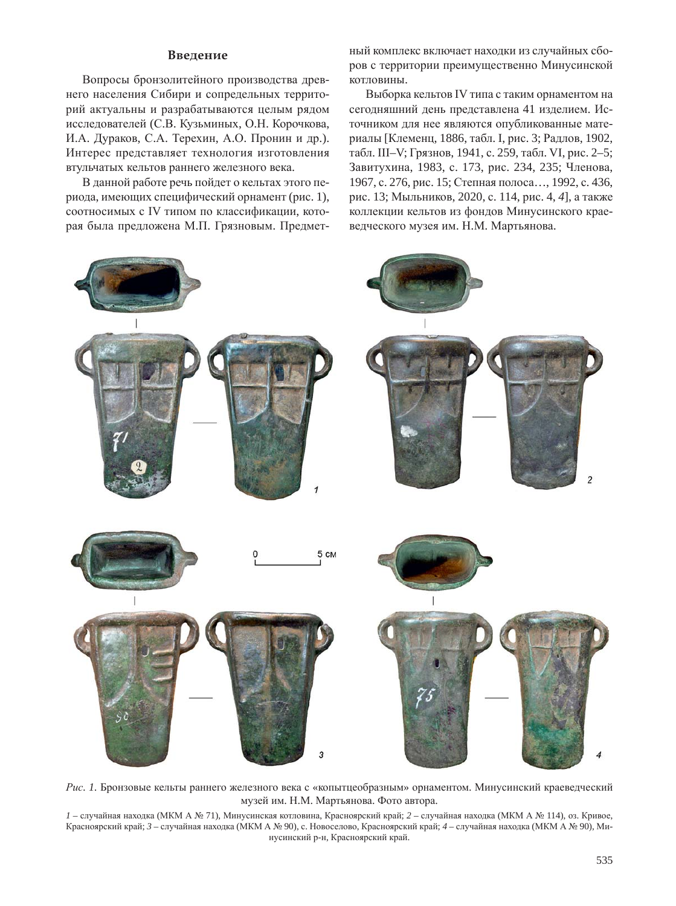## Введение

Вопросы бронзолитейного производства древнего населения Сибири и сопредельных территорий актуальны и разрабатываются целым рядом исследователей (С.В. Кузьминых, О.Н. Корочкова, И.А. Дураков, С.А. Терехин, А.О. Пронин и др.). Интерес представляет технология изготовления втульчатых кельтов раннего железного века.

В данной работе речь пойдет о кельтах этого периода, имеющих специфический орнамент (рис. 1), соотносимых с IV типом по классификации, которая была предложена М.П. Грязновым. Предметный комплекс включает находки из случайных сборов с территории преимущественно Минусинской котловины.

Выборка кельтов IV типа с таким орнаментом на сегодняшний день представлена 41 изделием. Источником для нее являются опубликованные материалы [Клеменц, 1886, табл. I, рис. 3; Радлов, 1902, табл. III–V; Грязнов, 1941, с. 259, табл. VI, рис. 2–5; Завитухина, 1983, с. 173, рис. 234, 235; Членова, 1967, с. 276, рис. 15; Степная полоса…, 1992, с. 436, рис. 13; Мыльников, 2020, с. 114, рис. 4, *4*], а также коллекции кельтов из фондов Минусинского краеведческого музея им. Н.М. Мартьянова.

*Рис. 1.* Бронзовые кельты раннего железного века с «копытцеобразным» орнаментом. Минусинский краеведческий музей им. Н.М. Мартьянова. Фото автора.

*1* – случайная находка (МКМ А № 71), Минусинская котловина, Красноярский край; *2* – случайная находка (МКМ А № 114), оз. Кривое, Красноярский край; *3* – случайная находка (МКМ А № 90), с. Новоселово, Красноярский край; *4* – случайная находка (МКМ А № 90), Минусинский р-н, Красноярский край.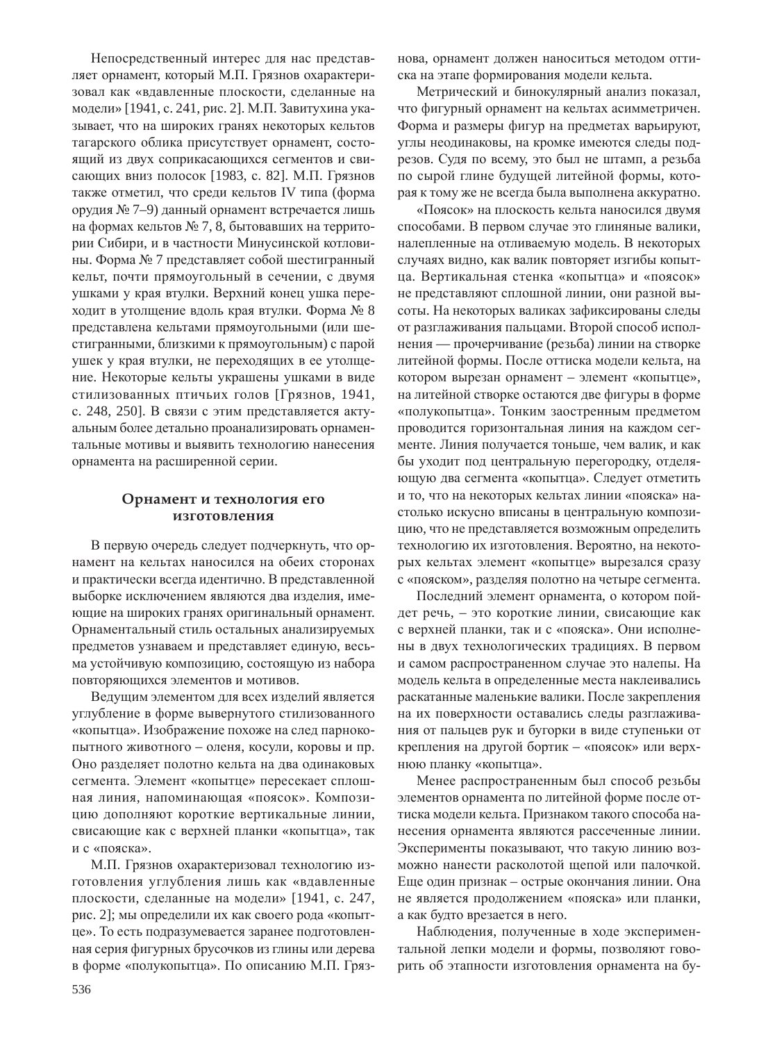Непосредственный интерес для нас представляет орнамент, который М.П. Грязнов охарактеризовал как «вдавленные плоскости, сделанные на модели» [1941, с. 241, рис. 2]. М.П. Завитухина указывает, что на широких гранях некоторых кельтов тагарского облика присутствует орнамент, состоящий из двух соприкасающихся сегментов и свисающих вниз полосок [1983, с. 82]. М.П. Грязнов также отметил, что среди кельтов IV типа (форма орудия № 7–9) данный орнамент встречается лишь на формах кельтов № 7, 8, бытовавших на территории Сибири, и в частности Минусинской котловины. Форма № 7 представляет собой шестигранный кельт, почти прямоугольный в сечении, с двумя ушками у края втулки. Верхний конец ушка переходит в утолщение вдоль края втулки. Форма № 8 представлена кельтами прямоугольными (или шестигранными, близкими к прямоугольным) с парой ушек у края втулки, не переходящих в ее утолщение. Некоторые кельты украшены ушками в виде стилизованных птичьих голов [Грязнов, 1941, с. 248, 250]. В связи с этим представляется актуальным более детально проанализировать орнаментальные мотивы и выявить технологию нанесения орнамента на расширенной серии.

## Орнамент и технология его изготовления

В первую очередь следует подчеркнуть, что орнамент на кельтах наносился на обеих сторонах и практически всегда идентично. В представленной выборке исключением являются два изделия, имеющие на широких гранях оригинальный орнамент. Орнаментальный стиль остальных анализируемых предметов узнаваем и представляет единую, весьма устойчивую композицию, состоящую из набора повторяющихся элементов и мотивов.

Ведущим элементом для всех изделий является углубление в форме вывернутого стилизованного «копытца». Изображение похоже на след парнокопытного животного – оленя, косули, коровы и пр. Оно разделяет полотно кельта на два одинаковых сегмента. Элемент «копытце» пересекает сплошная линия, напоминающая «поясок». Композицию дополняют короткие вертикальные линии, свисающие как с верхней планки «копытца», так и с «пояска».

М.П. Грязнов охарактеризовал технологию изготовления углубления лишь как «вдавленные плоскости, сделанные на модели» [1941, с. 247, рис. 2]; мы определили их как своего рода «копытце». То есть подразумевается заранее подготовленная серия фигурных брусочков из глины или дерева в форме «полукопытца». По описанию М.П. Грязнова, орнамент должен наноситься методом оттиска на этапе формирования модели кельта.

Метрический и бинокулярный анализ показал, что фигурный орнамент на кельтах асимметричен. Форма и размеры фигур на предметах варьируют, углы неодинаковы, на кромке имеются следы подрезов. Судя по всему, это был не штамп, а резьба по сырой глине будущей литейной формы, которая к тому же не всегда была выполнена аккуратно.

«Поясок» на плоскость кельта наносился двумя способами. В первом случае это глиняные валики, налепленные на отливаемую модель. В некоторых случаях видно, как валик повторяет изгибы копытца. Вертикальная стенка «копытца» и «поясок» не представляют сплошной линии, они разной высоты. На некоторых валиках зафиксированы следы от разглаживания пальцами. Второй способ исполнения — прочерчивание (резьба) линии на створке литейной формы. После оттиска модели кельта, на котором вырезан орнамент – элемент «копытце», на литейной створке остаются две фигуры в форме «полукопытца». Тонким заостренным предметом проводится горизонтальная линия на каждом сегменте. Линия получается тоньше, чем валик, и как бы уходит под центральную перегородку, отделяющую два сегмента «копытца». Следует отметить и то, что на некоторых кельтах линии «пояска» настолько искусно вписаны в центральную композицию, что не представляется возможным определить технологию их изготовления. Вероятно, на некоторых кельтах элемент «копытце» вырезался сразу с «пояском», разделяя полотно на четыре сегмента.

Последний элемент орнамента, о котором пойдет речь, – это короткие линии, свисающие как с верхней планки, так и с «пояска». Они исполнены в двух технологических традициях. В первом и самом распространенном случае это налепы. На модель кельта в определенные места наклеивались раскатанные маленькие валики. После закрепления на их поверхности оставались следы разглаживания от пальцев рук и бугорки в виде ступеньки от крепления на другой бортик – «поясок» или верхнюю планку «копытца».

Менее распространенным был способ резьбы элементов орнамента по литейной форме после оттиска модели кельта. Признаком такого способа нанесения орнамента являются рассеченные линии. Эксперименты показывают, что такую линию возможно нанести расколотой щепой или палочкой. Еще один признак – острые окончания линии. Она не является продолжением «пояска» или планки, а как будто врезается в него.

Наблюдения, полученные в ходе экспериментальной лепки модели и формы, позволяют говорить об этапности изготовления орнамента на бу-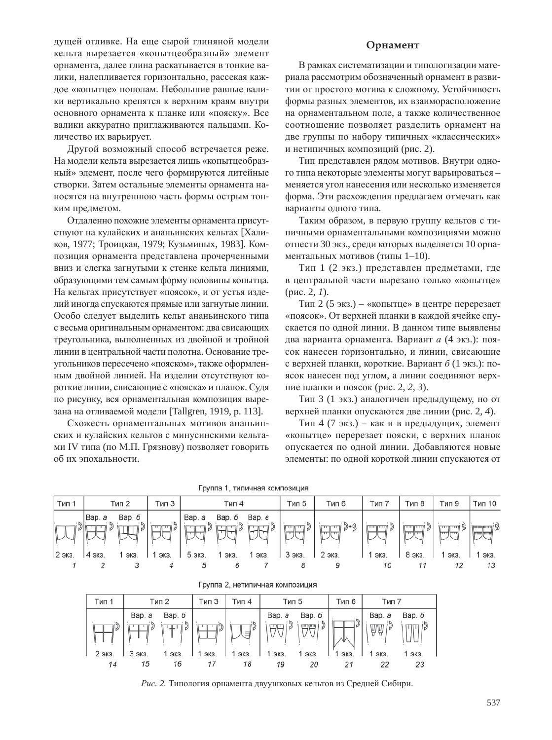дущей отливке. На еще сырой глиняной модели кельта вырезается «копытцеобразный» элемент орнамента, далее глина раскатывается в тонкие валики, налепливается горизонтально, рассекая каждое «копытце» пополам. Небольшие равные валики вертикально крепятся к верхним краям внутри основного орнамента к планке или «пояску». Все валики аккуратно приглаживаются пальцами. Количество их варьирует.

Другой возможный способ встречается реже. На модели кельта вырезается лишь «копытцеобразный» элемент, после чего формируются литейные створки. Затем остальные элементы орнамента наносятся на внутреннюю часть формы острым тонким предметом.

Отдаленно похожие элементы орнамента присутствуют на кулайских и ананьинских кельтах [Халиков, 1977; Троицкая, 1979; Кузьминых, 1983]. Композиция орнамента представлена прочерченными вниз и слегка загнутыми к стенке кельта линиями, образующими тем самым форму половины копытца. На кельтах присутствует «поясок», и от устья изделий иногда спускаются прямые или загнутые линии. Особо следует выделить кельт ананьинского типа с весьма оригинальным орнаментом: два свисающих треугольника, выполненных из двойной и тройной линии в центральной части полотна. Основание треугольников пересечено «пояском», также оформленным двойной линией. На изделии отсутствуют короткие линии, свисающие с «пояска» и планок. Судя по рисунку, вся орнаментальная композиция вырезана на отливаемой модели [Tallgren, 1919, p. 113].

Схожесть орнаментальных мотивов ананьинских и кулайских кельтов с минусинскими кельтами IV типа (по М.П. Грязнову) позволяет говорить об их эпохальности.

## Орнамент

В рамках систематизации и типологизации материала рассмотрим обозначенный орнамент в развитии от простого мотива к сложному. Устойчивость формы разных элементов, их взаиморасположение на орнаментальном поле, а также количественное соотношение позволяет разделить орнамент на две группы по набору типичных «классических» и нетипичных композиций (рис. 2).

Тип представлен рядом мотивов. Внутри одного типа некоторые элементы могут варьироваться – меняется угол нанесения или несколько изменяется форма. Эти расхождения предлагаем отмечать как варианты одного типа.

Таким образом, в первую группу кельтов с типичными орнаментальными композициями можно отнести 30 экз., среди которых выделяется 10 орнаментальных мотивов (типы 1–10).

Тип 1 (2 экз.) представлен предметами, где в центральной части вырезано только «копытце» (рис. 2, *1*).

Тип 2 (5 экз.) – «копытце» в центре перерезает «поясок». От верхней планки в каждой ячейке спускается по одной линии. В данном типе выявлены два варианта орнамента. Вариант *а* (4 экз.): поясок нанесен горизонтально, и линии, свисающие с верхней планки, короткие. Вариант *б* (1 экз.): поясок нанесен под углом, а линии соединяют верхние планки и поясок (рис. 2, *2*, *3*).

Тип 3 (1 экз.) аналогичен предыдущему, но от верхней планки опускаются две линии (рис. 2, *4*).

Тип 4 (7 экз.) – как и в предыдущих, элемент «копытце» перерезает пояски, с верхних планок опускается по одной линии. Добавляются новые элементы: по одной короткой линии спускаются от

Группа 1, типичная композиция

| Тип 1 | Тип 2 | | Тип 3 | Тип 4 | | | Тип 5 | Тип 6 | Тип 7 | Тип 8 | Тип 9 | Тип 10 |
|---|---|---|---|---|---|---|---|---|---|---|---|---|
| | Вар. *а* | Вар. *б* | | Вар. *а* | Вар. *б* | Вар. *в* | | | | | | |
| 2 экз. | 4 экз. | 1 экз. | 1 экз. | 5 экз. | 1 экз. | 1 экз. | 3 экз. | 2 экз. | 1 экз. | 8 экз. | 1 экз. | 1 экз. |
| *1* | *2* | *3* | *4* | *5* | *6* | *7* | *8* | *9* | *10* | *11* | *12* | *13* |

Группа 2, нетипичная композиция

| Тип 1 | Тип 2 | | Тип 3 | Тип 4 | Тип 5 | | Тип 6 | Тип 7 | |
|---|---|---|---|---|---|---|---|---|---|
| | Вар. *а* | Вар. *б* | | | Вар. *а* | Вар. *б* | | Вар. *а* | Вар. *б* |
| 2 экз. | 3 экз. | 1 экз. | 1 экз. | 1 экз. | 1 экз. | 1 экз. | 1 экз. | 1 экз. | 1 экз. |
| *14* | *15* | *16* | *17* | *18* | *19* | *20* | *21* | *22* | *23* |

*Рис. 2.* Типология орнамента двуушковых кельтов из Средней Сибири.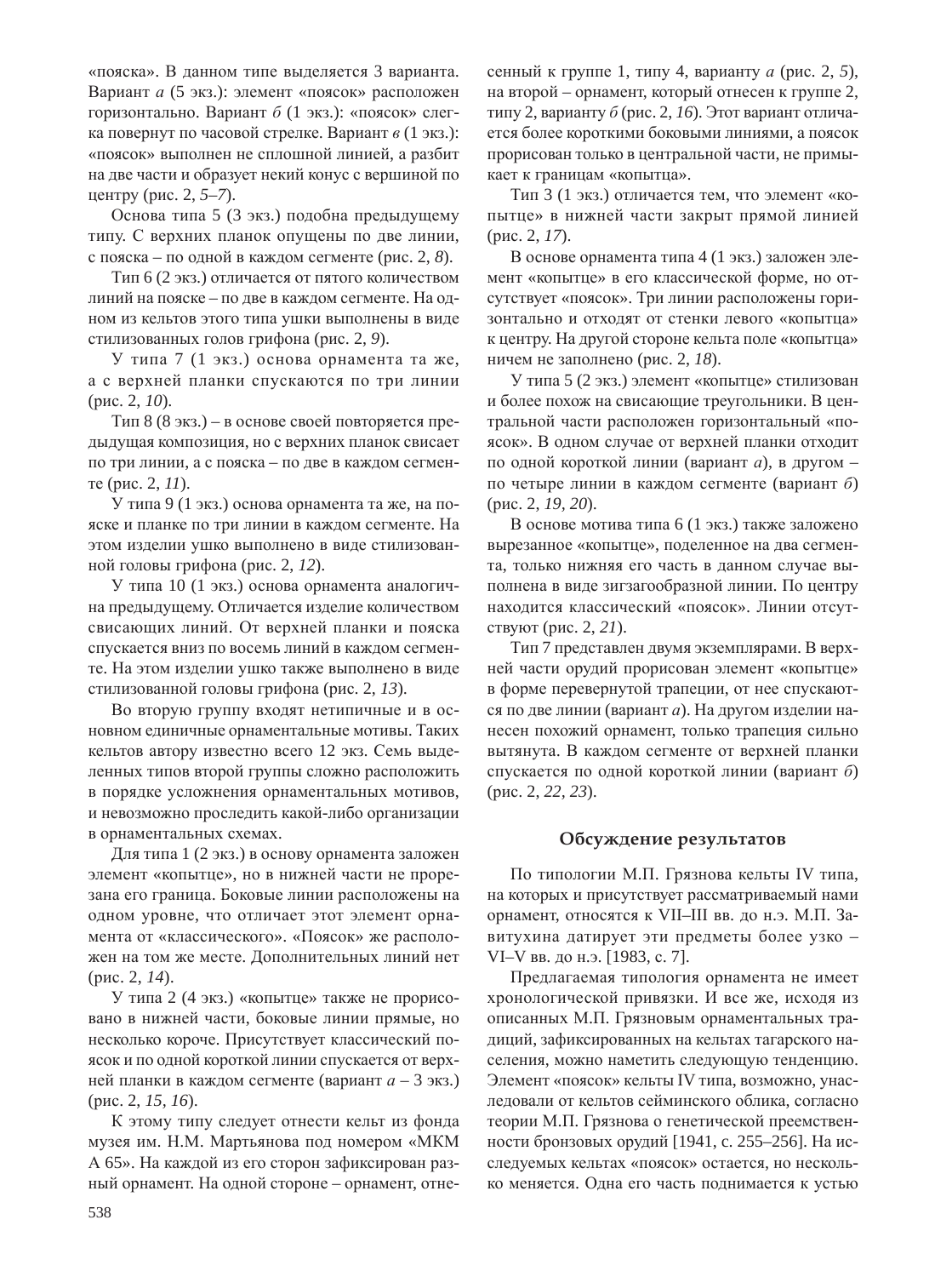«пояска». В данном типе выделяется 3 варианта. Вариант *а* (5 экз.): элемент «поясок» расположен горизонтально. Вариант *б* (1 экз.): «поясок» слегка повернут по часовой стрелке. Вариант *в* (1 экз.): «поясок» выполнен не сплошной линией, а разбит на две части и образует некий конус с вершиной по центру (рис. 2, *5–7*).

Основа типа 5 (3 экз.) подобна предыдущему типу. С верхних планок опущены по две линии, с пояска – по одной в каждом сегменте (рис. 2, *8*).

Тип 6 (2 экз.) отличается от пятого количеством линий на пояске – по две в каждом сегменте. На одном из кельтов этого типа ушки выполнены в виде стилизованных голов грифона (рис. 2, *9*).

У типа 7 (1 экз.) основа орнамента та же, а с верхней планки спускаются по три линии (рис. 2, *10*).

Тип 8 (8 экз.) – в основе своей повторяется предыдущая композиция, но с верхних планок свисает по три линии, а с пояска – по две в каждом сегменте (рис. 2, *11*).

У типа 9 (1 экз.) основа орнамента та же, на пояске и планке по три линии в каждом сегменте. На этом изделии ушко выполнено в виде стилизованной головы грифона (рис. 2, *12*).

У типа 10 (1 экз.) основа орнамента аналогична предыдущему. Отличается изделие количеством свисающих линий. От верхней планки и пояска спускается вниз по восемь линий в каждом сегменте. На этом изделии ушко также выполнено в виде стилизованной головы грифона (рис. 2, *13*).

Во вторую группу входят нетипичные и в основном единичные орнаментальные мотивы. Таких кельтов автору известно всего 12 экз. Семь выделенных типов второй группы сложно расположить в порядке усложнения орнаментальных мотивов, и невозможно проследить какой-либо организации в орнаментальных схемах.

Для типа 1 (2 экз.) в основу орнамента заложен элемент «копытце», но в нижней части не прорезана его граница. Боковые линии расположены на одном уровне, что отличает этот элемент орнамента от «классического». «Поясок» же расположен на том же месте. Дополнительных линий нет (рис. 2, *14*).

У типа 2 (4 экз.) «копытце» также не прорисовано в нижней части, боковые линии прямые, но несколько короче. Присутствует классический поясок и по одной короткой линии спускается от верхней планки в каждом сегменте (вариант *а* – 3 экз.) (рис. 2, *15, 16*).

К этому типу следует отнести кельт из фонда музея им. Н.М. Мартьянова под номером «МКМ А 65». На каждой из его сторон зафиксирован разный орнамент. На одной стороне – орнамент, отнесенный к группе 1, типу 4, варианту *а* (рис. 2, *5*), на второй – орнамент, который отнесен к группе 2, типу 2, варианту *б* (рис. 2, *16*). Этот вариант отличается более короткими боковыми линиями, а поясок прорисован только в центральной части, не примыкает к границам «копытца».

Тип 3 (1 экз.) отличается тем, что элемент «копытце» в нижней части закрыт прямой линией (рис. 2, *17*).

В основе орнамента типа 4 (1 экз.) заложен элемент «копытце» в его классической форме, но отсутствует «поясок». Три линии расположены горизонтально и отходят от стенки левого «копытца» к центру. На другой стороне кельта поле «копытца» ничем не заполнено (рис. 2, *18*).

У типа 5 (2 экз.) элемент «копытце» стилизован и более похож на свисающие треугольники. В центральной части расположен горизонтальный «поясок». В одном случае от верхней планки отходит по одной короткой линии (вариант *а*), в другом – по четыре линии в каждом сегменте (вариант *б*) (рис. 2, *19, 20*).

В основе мотива типа 6 (1 экз.) также заложено вырезанное «копытце», поделенное на два сегмента, только нижняя его часть в данном случае выполнена в виде зигзагообразной линии. По центру находится классический «поясок». Линии отсутствуют (рис. 2, *21*).

Тип 7 представлен двумя экземплярами. В верхней части орудий прорисован элемент «копытце» в форме перевернутой трапеции, от нее спускаются по две линии (вариант *а*). На другом изделии нанесен похожий орнамент, только трапеция сильно вытянута. В каждом сегменте от верхней планки спускается по одной короткой линии (вариант *б*) (рис. 2, *22, 23*).

## Обсуждение результатов

По типологии М.П. Грязнова кельты IV типа, на которых и присутствует рассматриваемый нами орнамент, относятся к VII–III вв. до н.э. М.П. Завитухина датирует эти предметы более узко – VI–V вв. до н.э. [1983, с. 7].

Предлагаемая типология орнамента не имеет хронологической привязки. И все же, исходя из описанных М.П. Грязновым орнаментальных традиций, зафиксированных на кельтах тагарского населения, можно наметить следующую тенденцию. Элемент «поясок» кельты IV типа, возможно, унаследовали от кельтов сейминского облика, согласно теории М.П. Грязнова о генетической преемственности бронзовых орудий [1941, с. 255–256]. На исследуемых кельтах «поясок» остается, но несколько меняется. Одна его часть поднимается к устью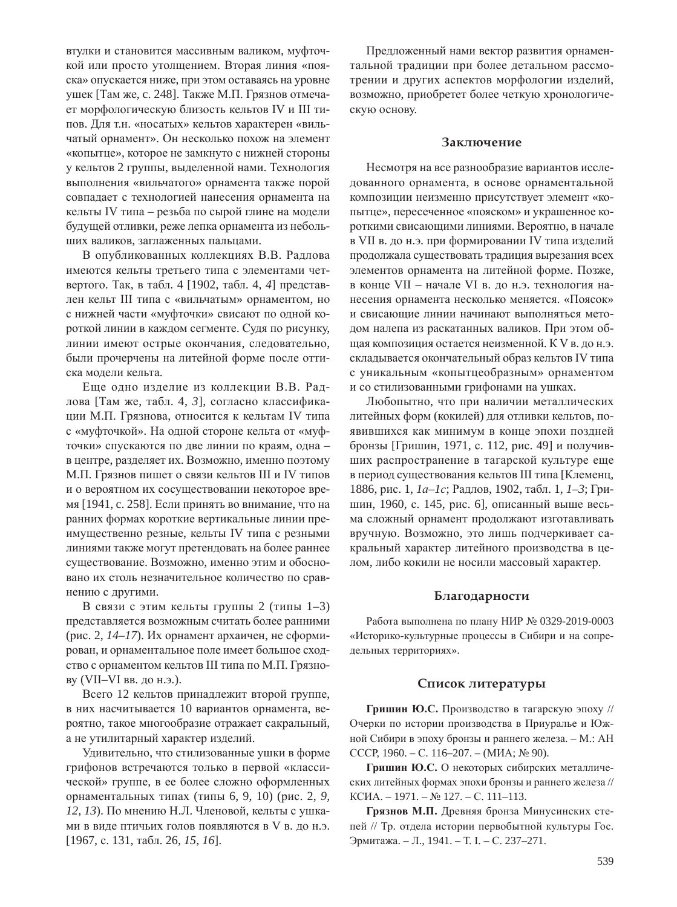втулки и становится массивным валиком, муфточкой или просто утолщением. Вторая линия «пояска» опускается ниже, при этом оставаясь на уровне ушек [Там же, с. 248]. Также М.П. Грязнов отмечает морфологическую близость кельтов IV и III типов. Для т.н. «носатых» кельтов характерен «вильчатый орнамент». Он несколько похож на элемент «копытце», которое не замкнуто с нижней стороны у кельтов 2 группы, выделенной нами. Технология выполнения «вильчатого» орнамента также порой совпадает с технологией нанесения орнамента на кельты IV типа – резьба по сырой глине на модели будущей отливки, реже лепка орнамента из небольших валиков, заглаженных пальцами.

В опубликованных коллекциях В.В. Радлова имеются кельты третьего типа с элементами четвертого. Так, в табл. 4 [1902, табл. 4, *4*] представлен кельт III типа с «вильчатым» орнаментом, но с нижней части «муфточки» свисают по одной короткой линии в каждом сегменте. Судя по рисунку, линии имеют острые окончания, следовательно, были прочерчены на литейной форме после оттиска модели кельта.

Еще одно изделие из коллекции В.В. Радлова [Там же, табл. 4, *3*], согласно классификации М.П. Грязнова, относится к кельтам IV типа с «муфточкой». На одной стороне кельта от «муфточки» спускаются по две линии по краям, одна – в центре, разделяет их. Возможно, именно поэтому М.П. Грязнов пишет о связи кельтов III и IV типов и о вероятном их сосуществовании некоторое время [1941, с. 258]. Если принять во внимание, что на ранних формах короткие вертикальные линии преимущественно резные, кельты IV типа с резными линиями также могут претендовать на более раннее существование. Возможно, именно этим и обосновано их столь незначительное количество по сравнению с другими.

В связи с этим кельты группы 2 (типы 1–3) представляется возможным считать более ранними (рис. 2, *14–17*). Их орнамент архаичен, не сформирован, и орнаментальное поле имеет большое сходство с орнаментом кельтов III типа по М.П. Грязнову (VII–VI вв. до н.э.).

Всего 12 кельтов принадлежит второй группе, в них насчитывается 10 вариантов орнамента, вероятно, такое многообразие отражает сакральный, а не утилитарный характер изделий.

Удивительно, что стилизованные ушки в форме грифонов встречаются только в первой «классической» группе, в ее более сложно оформленных орнаментальных типах (типы 6, 9, 10) (рис. 2, *9, 12, 13*). По мнению Н.Л. Членовой, кельты с ушками в виде птичьих голов появляются в V в. до н.э. [1967, с. 131, табл. 26, *15*, *16*].

Предложенный нами вектор развития орнаментальной традиции при более детальном рассмотрении и других аспектов морфологии изделий, возможно, приобретет более четкую хронологическую основу.

## Заключение

Несмотря на все разнообразие вариантов исследованного орнамента, в основе орнаментальной композиции неизменно присутствует элемент «копытце», пересеченное «пояском» и украшенное короткими свисающими линиями. Вероятно, в начале в VII в. до н.э. при формировании IV типа изделий продолжала существовать традиция вырезания всех элементов орнамента на литейной форме. Позже, в конце VII – начале VI в. до н.э. технология нанесения орнамента несколько меняется. «Поясок» и свисающие линии начинают выполняться методом налепа из раскатанных валиков. При этом общая композиция остается неизменной. К V в. до н.э. складывается окончательный образ кельтов IV типа с уникальным «копытцеобразным» орнаментом и со стилизованными грифонами на ушках.

Любопытно, что при наличии металлических литейных форм (кокилей) для отливки кельтов, появившихся как минимум в конце эпохи поздней бронзы [Гришин, 1971, с. 112, рис. 49] и получивших распространение в тагарской культуре еще в период существования кельтов III типа [Клеменц, 1886, рис. 1, *1а–1с*; Радлов, 1902, табл. 1, *1–3*; Гришин, 1960, с. 145, рис. 6], описанный выше весьма сложный орнамент продолжают изготавливать вручную. Возможно, это лишь подчеркивает сакральный характер литейного производства в целом, либо кокили не носили массовый характер.

## Благодарности

Работа выполнена по плану НИР № 0329-2019-0003 «Историко-культурные процессы в Сибири и на сопредельных территориях».

## Список литературы

**Гришин Ю.С.** Производство в тагарскую эпоху // Очерки по истории производства в Приуралье и Южной Сибири в эпоху бронзы и раннего железа. – М.: АН СССР, 1960. – С. 116–207. – (МИА; № 90).

**Гришин Ю.С.** О некоторых сибирских металлических литейных формах эпохи бронзы и раннего железа // КСИА. – 1971. – № 127. – С. 111–113.

**Грязнов М.П.** Древняя бронза Минусинских степей // Тр. отдела истории первобытной культуры Гос. Эрмитажа. – Л., 1941. – Т. I. – С. 237–271.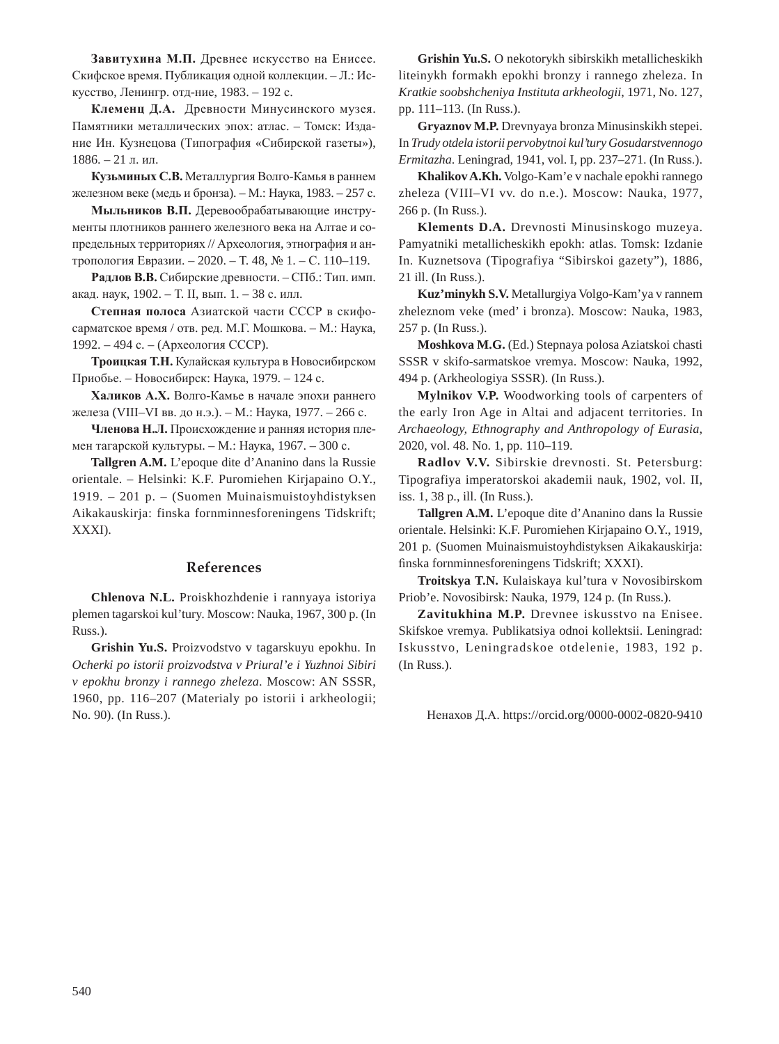**Завитухина М.П.** Древнее искусство на Енисее. Скифское время. Публикация одной коллекции. – Л.: Искусство, Ленингр. отд-ние, 1983. – 192 с.

**Клеменц Д.А.** Древности Минусинского музея. Памятники металлических эпох: атлас. – Томск: Издание Ин. Кузнецова (Типография «Сибирской газеты»), 1886. – 21 л. ил.

**Кузьминых С.В.** Металлургия Волго-Камья в раннем железном веке (медь и бронза). – М.: Наука, 1983. – 257 с.

**Мыльников В.П.** Деревообрабатывающие инструменты плотников раннего железного века на Алтае и сопредельных территориях // Археология, этнография и антропология Евразии. – 2020. – Т. 48, № 1. – С. 110–119.

**Радлов В.В.** Сибирские древности. – СПб.: Тип. имп. акад. наук, 1902. – Т. II, вып. 1. – 38 с. илл.

**Степная полоса** Азиатской части СССР в скифо-сарматское время / отв. ред. М.Г. Мошкова. – М.: Наука, 1992. – 494 с. – (Археология СССР).

**Троицкая Т.Н.** Кулайская культура в Новосибирском Приобье. – Новосибирск: Наука, 1979. – 124 с.

**Халиков А.Х.** Волго-Камье в начале эпохи раннего железа (VIII–VI вв. до н.э.). – М.: Наука, 1977. – 266 с.

**Членова Н.Л.** Происхождение и ранняя история племен тагарской культуры. – М.: Наука, 1967. – 300 с.

**Tallgren A.M.** L'epoque dite d'Ananino dans la Russie orientale. – Helsinki: K.F. Puromiehen Kirjapaino O.Y., 1919. – 201 p. – (Suomen Muinaismuistoyhdistyksen Aikakauskirja: finska fornminnesforeningens Tidskrift; XXXI).

## References

**Chlenova N.L.** Proiskhozhdenie i rannyaya istoriya plemen tagarskoi kul'tury. Moscow: Nauka, 1967, 300 p. (In Russ.).

**Grishin Yu.S.** Proizvodstvo v tagarskuyu epokhu. In *Ocherki po istorii proizvodstva v Priural'e i Yuzhnoi Sibiri v epokhu bronzy i rannego zheleza*. Moscow: AN SSSR, 1960, pp. 116–207 (Materialy po istorii i arkheologii; No. 90). (In Russ.).

**Grishin Yu.S.** O nekotorykh sibirskikh metallicheskikh liteinykh formakh epokhi bronzy i rannego zheleza. In *Kratkie soobshcheniya Instituta arkheologii*, 1971, No. 127, pp. 111–113. (In Russ.).

**Gryaznov M.P.** Drevnyaya bronza Minusinskikh stepei. In *Trudy otdela istorii pervobytnoi kul'tury Gosudarstvennogo Ermitazha*. Leningrad, 1941, vol. I, pp. 237–271. (In Russ.).

**Khalikov A.Kh.** Volgo-Kam'e v nachale epokhi rannego zheleza (VIII–VI vv. do n.e.). Moscow: Nauka, 1977, 266 p. (In Russ.).

**Klements D.A.** Drevnosti Minusinskogo muzeya. Pamyatniki metallicheskikh epokh: atlas. Tomsk: Izdanie In. Kuznetsova (Tipografiya "Sibirskoi gazety"), 1886, 21 ill. (In Russ.).

**Kuz'minykh S.V.** Metallurgiya Volgo-Kam'ya v rannem zheleznom veke (med' i bronza). Moscow: Nauka, 1983, 257 p. (In Russ.).

**Moshkova M.G.** (Ed.) Stepnaya polosa Aziatskoi chasti SSSR v skifo-sarmatskoe vremya. Moscow: Nauka, 1992, 494 p. (Arkheologiya SSSR). (In Russ.).

**Mylnikov V.P.** Woodworking tools of carpenters of the early Iron Age in Altai and adjacent territories. In *Archaeology, Ethnography and Anthropology of Eurasia*, 2020, vol. 48. No. 1, pp. 110–119.

**Radlov V.V.** Sibirskie drevnosti. St. Petersburg: Tipografiya imperatorskoi akademii nauk, 1902, vol. II, iss. 1, 38 p., ill. (In Russ.).

**Tallgren A.M.** L'epoque dite d'Ananino dans la Russie orientale. Helsinki: K.F. Puromiehen Kirjapaino O.Y., 1919, 201 p. (Suomen Muinaismuistoyhdistyksen Aikakauskirja: finska fornminnesforeningens Tidskrift; XXXI).

**Troitskya T.N.** Kulaiskaya kul'tura v Novosibirskom Priob'e. Novosibirsk: Nauka, 1979, 124 p. (In Russ.).

**Zavitukhina M.P.** Drevnee iskusstvo na Enisee. Skifskoe vremya. Publikatsiya odnoi kollektsii. Leningrad: Iskusstvo, Leningradskoe otdelenie, 1983, 192 p. (In Russ.).

Ненахов Д.А. https://orcid.org/0000-0002-0820-9410